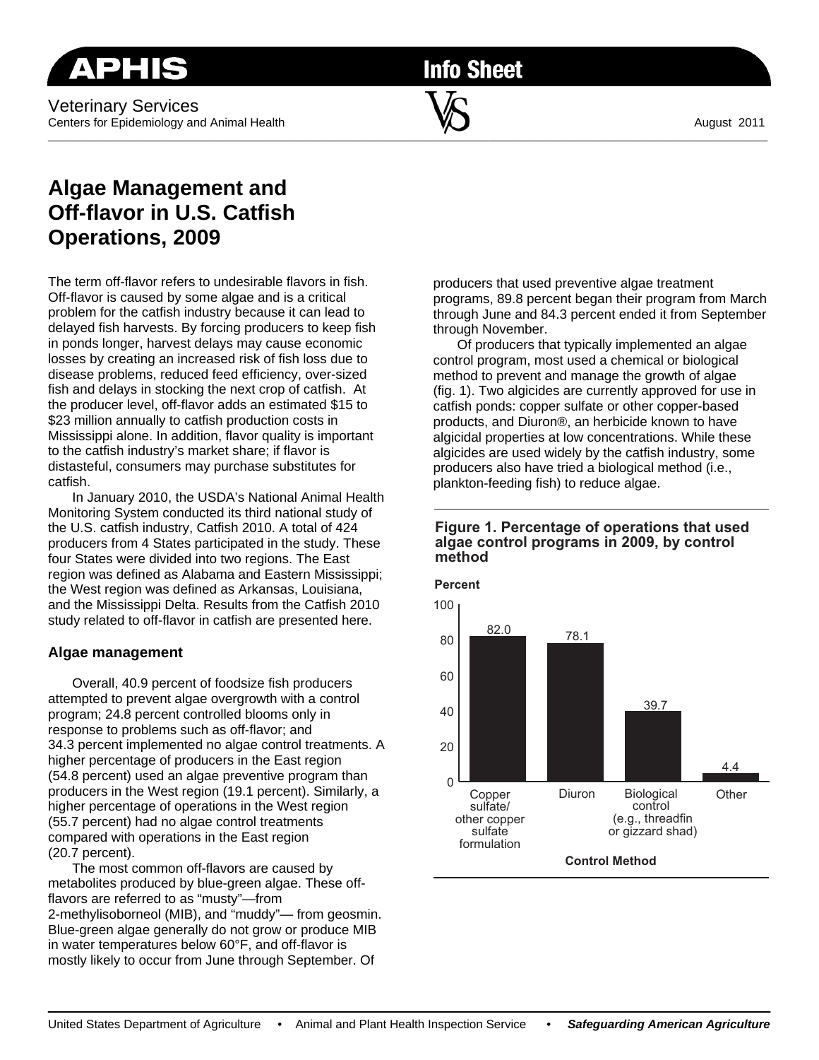APHIS Info Sheet

Veterinary Services
Centers for Epidemiology and Animal Health

August 2011

# Algae Management and Off-flavor in U.S. Catfish Operations, 2009

The term off-flavor refers to undesirable flavors in fish. Off-flavor is caused by some algae and is a critical problem for the catfish industry because it can lead to delayed fish harvests. By forcing producers to keep fish in ponds longer, harvest delays may cause economic losses by creating an increased risk of fish loss due to disease problems, reduced feed efficiency, over-sized fish and delays in stocking the next crop of catfish. At the producer level, off-flavor adds an estimated $15 to $23 million annually to catfish production costs in Mississippi alone. In addition, flavor quality is important to the catfish industry's market share; if flavor is distasteful, consumers may purchase substitutes for catfish.

In January 2010, the USDA's National Animal Health Monitoring System conducted its third national study of the U.S. catfish industry, Catfish 2010. A total of 424 producers from 4 States participated in the study. These four States were divided into two regions. The East region was defined as Alabama and Eastern Mississippi; the West region was defined as Arkansas, Louisiana, and the Mississippi Delta. Results from the Catfish 2010 study related to off-flavor in catfish are presented here.

### Algae management

Overall, 40.9 percent of foodsize fish producers attempted to prevent algae overgrowth with a control program; 24.8 percent controlled blooms only in response to problems such as off-flavor; and 34.3 percent implemented no algae control treatments. A higher percentage of producers in the East region (54.8 percent) used an algae preventive program than producers in the West region (19.1 percent). Similarly, a higher percentage of operations in the West region (55.7 percent) had no algae control treatments compared with operations in the East region (20.7 percent).

The most common off-flavors are caused by metabolites produced by blue-green algae. These off-flavors are referred to as "musty"—from 2-methylisoborneol (MIB), and "muddy"— from geosmin. Blue-green algae generally do not grow or produce MIB in water temperatures below 60°F, and off-flavor is mostly likely to occur from June through September. Of producers that used preventive algae treatment programs, 89.8 percent began their program from March through June and 84.3 percent ended it from September through November.

Of producers that typically implemented an algae control program, most used a chemical or biological method to prevent and manage the growth of algae (fig. 1). Two algicides are currently approved for use in catfish ponds: copper sulfate or other copper-based products, and Diuron®, an herbicide known to have algicidal properties at low concentrations. While these algicides are used widely by the catfish industry, some producers also have tried a biological method (i.e., plankton-feeding fish) to reduce algae.

**Figure 1. Percentage of operations that used algae control programs in 2009, by control method**

| Control Method | Percent |
|---|---|
| Copper sulfate/other copper sulfate formulation | 82.0 |
| Diuron | 78.1 |
| Biological control (e.g., threadfin or gizzard shad) | 39.7 |
| Other | 4.4 |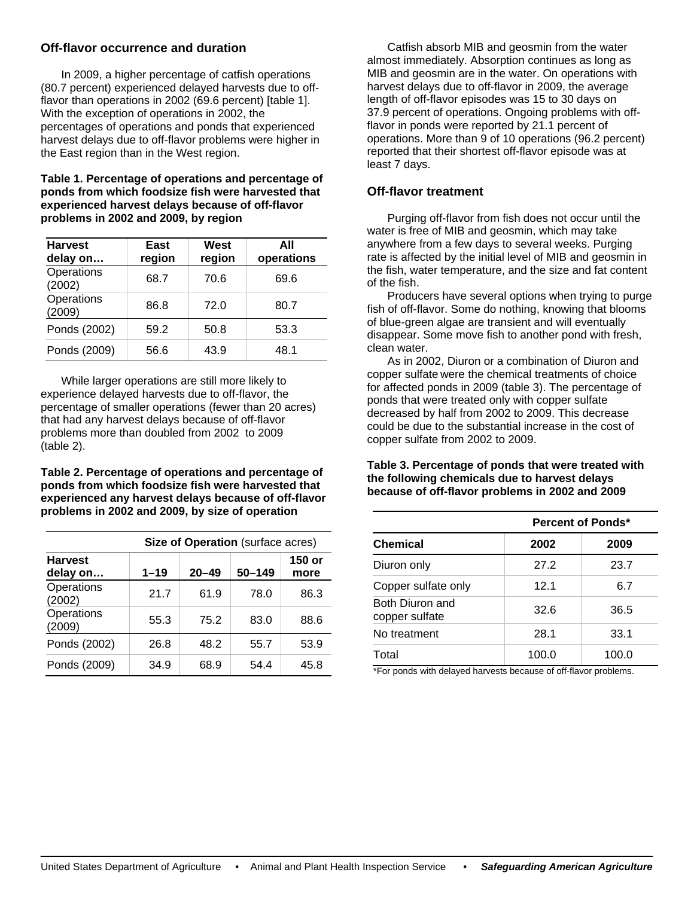## Off-flavor occurrence and duration

In 2009, a higher percentage of catfish operations (80.7 percent) experienced delayed harvests due to off-flavor than operations in 2002 (69.6 percent) [table 1]. With the exception of operations in 2002, the percentages of operations and ponds that experienced harvest delays due to off-flavor problems were higher in the East region than in the West region.

**Table 1. Percentage of operations and percentage of ponds from which foodsize fish were harvested that experienced harvest delays because of off-flavor problems in 2002 and 2009, by region**

| Harvest delay on… | East region | West region | All operations |
|---|---|---|---|
| Operations (2002) | 68.7 | 70.6 | 69.6 |
| Operations (2009) | 86.8 | 72.0 | 80.7 |
| Ponds (2002) | 59.2 | 50.8 | 53.3 |
| Ponds (2009) | 56.6 | 43.9 | 48.1 |

While larger operations are still more likely to experience delayed harvests due to off-flavor, the percentage of smaller operations (fewer than 20 acres) that had any harvest delays because of off-flavor problems more than doubled from 2002 to 2009 (table 2).

**Table 2. Percentage of operations and percentage of ponds from which foodsize fish were harvested that experienced any harvest delays because of off-flavor problems in 2002 and 2009, by size of operation**

| | **Size of Operation** (surface acres) | | | |
|---|---|---|---|---|
| **Harvest delay on…** | **1–19** | **20–49** | **50–149** | **150 or more** |
| Operations (2002) | 21.7 | 61.9 | 78.0 | 86.3 |
| Operations (2009) | 55.3 | 75.2 | 83.0 | 88.6 |
| Ponds (2002) | 26.8 | 48.2 | 55.7 | 53.9 |
| Ponds (2009) | 34.9 | 68.9 | 54.4 | 45.8 |

Catfish absorb MIB and geosmin from the water almost immediately. Absorption continues as long as MIB and geosmin are in the water. On operations with harvest delays due to off-flavor in 2009, the average length of off-flavor episodes was 15 to 30 days on 37.9 percent of operations. Ongoing problems with off-flavor in ponds were reported by 21.1 percent of operations. More than 9 of 10 operations (96.2 percent) reported that their shortest off-flavor episode was at least 7 days.

## Off-flavor treatment

Purging off-flavor from fish does not occur until the water is free of MIB and geosmin, which may take anywhere from a few days to several weeks. Purging rate is affected by the initial level of MIB and geosmin in the fish, water temperature, and the size and fat content of the fish.

Producers have several options when trying to purge fish of off-flavor. Some do nothing, knowing that blooms of blue-green algae are transient and will eventually disappear. Some move fish to another pond with fresh, clean water.

As in 2002, Diuron or a combination of Diuron and copper sulfate were the chemical treatments of choice for affected ponds in 2009 (table 3). The percentage of ponds that were treated only with copper sulfate decreased by half from 2002 to 2009. This decrease could be due to the substantial increase in the cost of copper sulfate from 2002 to 2009.

**Table 3. Percentage of ponds that were treated with the following chemicals due to harvest delays because of off-flavor problems in 2002 and 2009**

| | **Percent of Ponds*** | |
|---|---|---|
| **Chemical** | **2002** | **2009** |
| Diuron only | 27.2 | 23.7 |
| Copper sulfate only | 12.1 | 6.7 |
| Both Diuron and copper sulfate | 32.6 | 36.5 |
| No treatment | 28.1 | 33.1 |
| Total | 100.0 | 100.0 |

*For ponds with delayed harvests because of off-flavor problems.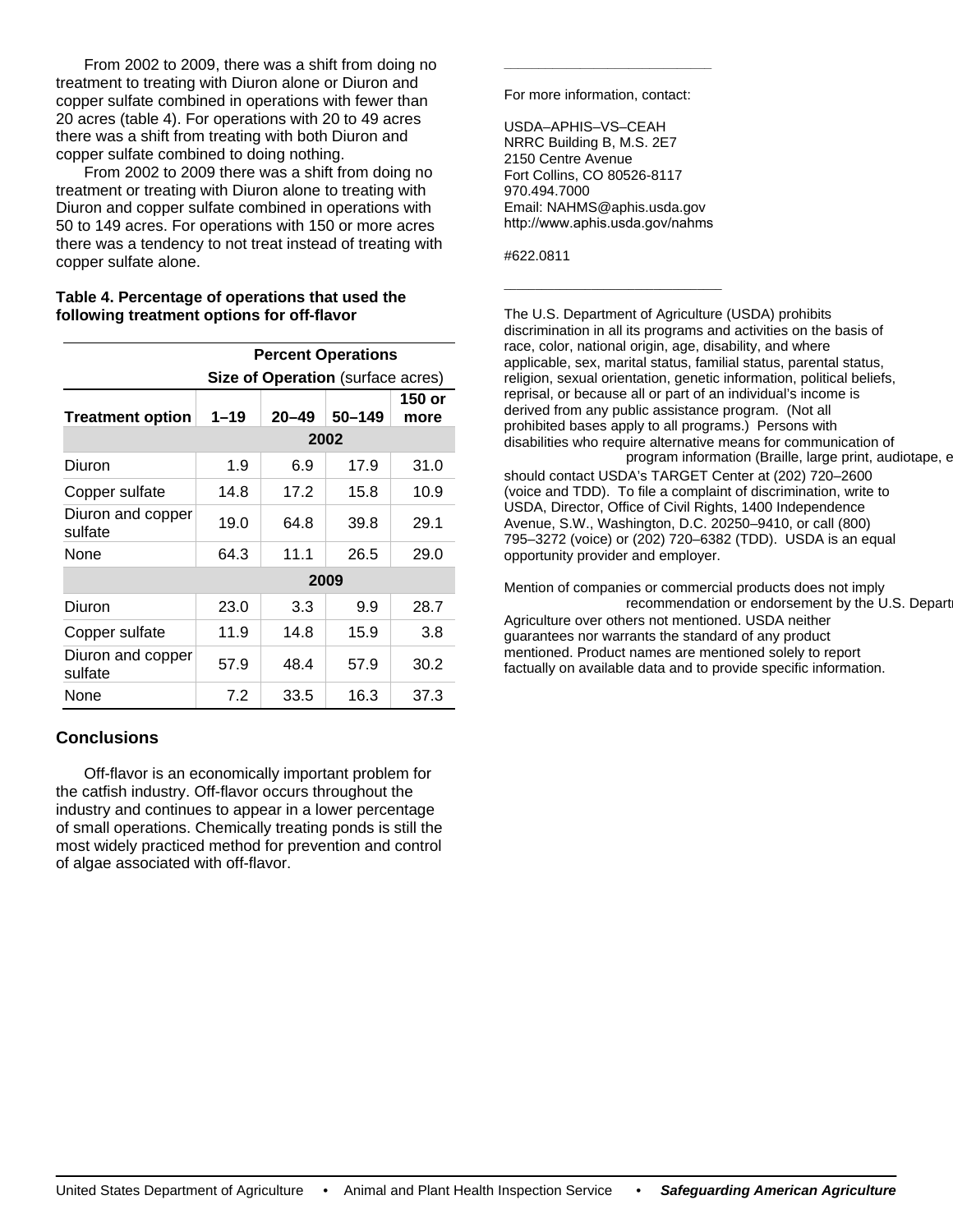From 2002 to 2009, there was a shift from doing no treatment to treating with Diuron alone or Diuron and copper sulfate combined in operations with fewer than 20 acres (table 4). For operations with 20 to 49 acres there was a shift from treating with both Diuron and copper sulfate combined to doing nothing.

From 2002 to 2009 there was a shift from doing no treatment or treating with Diuron alone to treating with Diuron and copper sulfate combined in operations with 50 to 149 acres. For operations with 150 or more acres there was a tendency to not treat instead of treating with copper sulfate alone.

**Table 4. Percentage of operations that used the following treatment options for off-flavor**

| | Percent Operations | | | |
|---|---|---|---|---|
| | **Size of Operation** (surface acres) | | | |
| **Treatment option** | **1–19** | **20–49** | **50–149** | **150 or more** |
| | **2002** | | | |
| Diuron | 1.9 | 6.9 | 17.9 | 31.0 |
| Copper sulfate | 14.8 | 17.2 | 15.8 | 10.9 |
| Diuron and copper sulfate | 19.0 | 64.8 | 39.8 | 29.1 |
| None | 64.3 | 11.1 | 26.5 | 29.0 |
| | **2009** | | | |
| Diuron | 23.0 | 3.3 | 9.9 | 28.7 |
| Copper sulfate | 11.9 | 14.8 | 15.9 | 3.8 |
| Diuron and copper sulfate | 57.9 | 48.4 | 57.9 | 30.2 |
| None | 7.2 | 33.5 | 16.3 | 37.3 |

## Conclusions

Off-flavor is an economically important problem for the catfish industry. Off-flavor occurs throughout the industry and continues to appear in a lower percentage of small operations. Chemically treating ponds is still the most widely practiced method for prevention and control of algae associated with off-flavor.

For more information, contact:

USDA–APHIS–VS–CEAH
NRRC Building B, M.S. 2E7
2150 Centre Avenue
Fort Collins, CO 80526-8117
970.494.7000
Email: NAHMS@aphis.usda.gov
http://www.aphis.usda.gov/nahms

#622.0811

The U.S. Department of Agriculture (USDA) prohibits discrimination in all its programs and activities on the basis of race, color, national origin, age, disability, and where applicable, sex, marital status, familial status, parental status, religion, sexual orientation, genetic information, political beliefs, reprisal, or because all or part of an individual's income is derived from any public assistance program. (Not all prohibited bases apply to all programs.) Persons with disabilities who require alternative means for communication of program information (Braille, large print, audiotape, e should contact USDA's TARGET Center at (202) 720–2600 (voice and TDD). To file a complaint of discrimination, write to USDA, Director, Office of Civil Rights, 1400 Independence Avenue, S.W., Washington, D.C. 20250–9410, or call (800) 795–3272 (voice) or (202) 720–6382 (TDD). USDA is an equal opportunity provider and employer.

Mention of companies or commercial products does not imply recommendation or endorsement by the U.S. Depart Agriculture over others not mentioned. USDA neither guarantees nor warrants the standard of any product mentioned. Product names are mentioned solely to report factually on available data and to provide specific information.